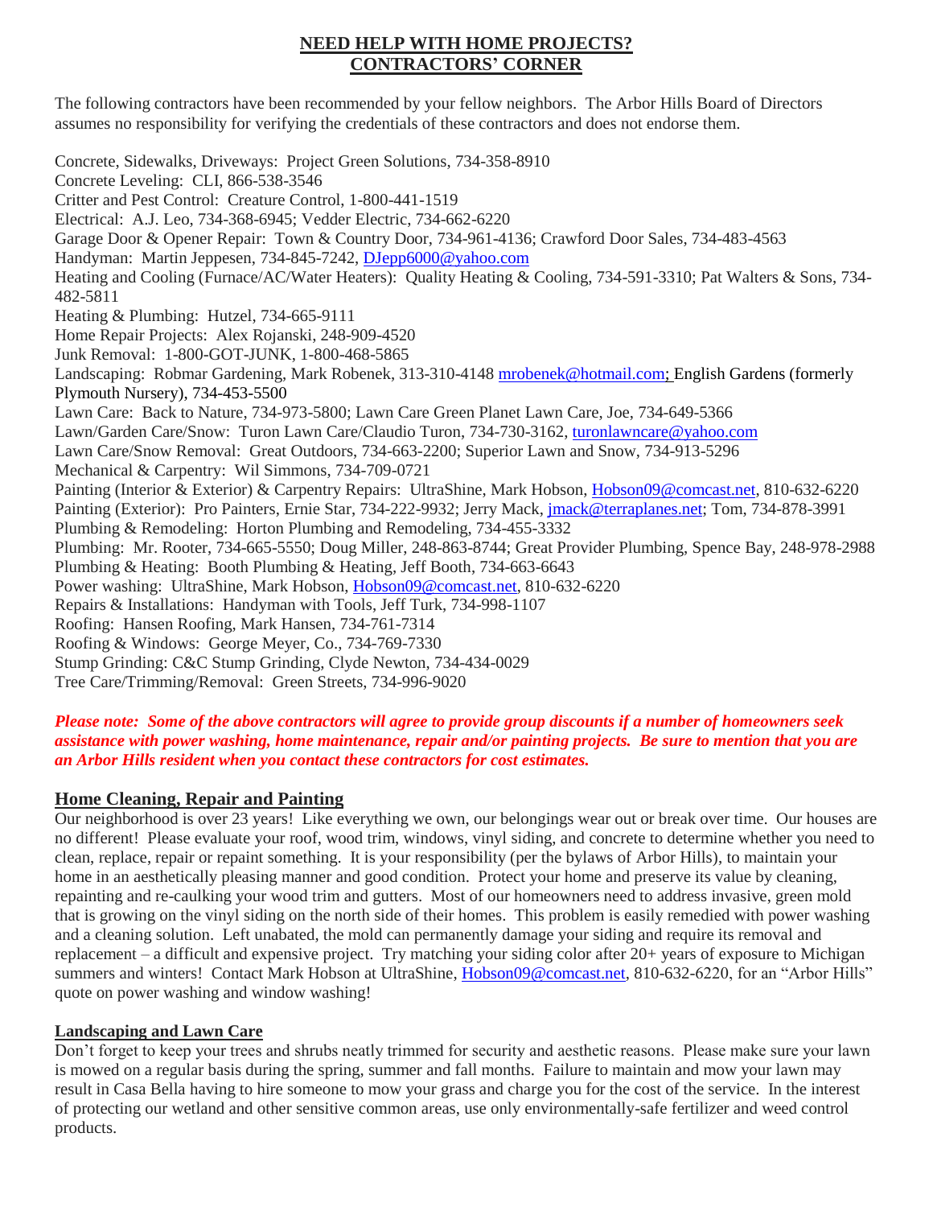# NEED HELP WITH HOME PROJECTS?
# CONTRACTORS' CORNER

The following contractors have been recommended by your fellow neighbors. The Arbor Hills Board of Directors assumes no responsibility for verifying the credentials of these contractors and does not endorse them.

Concrete, Sidewalks, Driveways: Project Green Solutions, 734-358-8910
Concrete Leveling: CLI, 866-538-3546
Critter and Pest Control: Creature Control, 1-800-441-1519
Electrical: A.J. Leo, 734-368-6945; Vedder Electric, 734-662-6220
Garage Door & Opener Repair: Town & Country Door, 734-961-4136; Crawford Door Sales, 734-483-4563
Handyman: Martin Jeppesen, 734-845-7242, DJepp6000@yahoo.com
Heating and Cooling (Furnace/AC/Water Heaters): Quality Heating & Cooling, 734-591-3310; Pat Walters & Sons, 734-482-5811
Heating & Plumbing: Hutzel, 734-665-9111
Home Repair Projects: Alex Rojanski, 248-909-4520
Junk Removal: 1-800-GOT-JUNK, 1-800-468-5865
Landscaping: Robmar Gardening, Mark Robenek, 313-310-4148 mrobenek@hotmail.com; English Gardens (formerly Plymouth Nursery), 734-453-5500
Lawn Care: Back to Nature, 734-973-5800; Lawn Care Green Planet Lawn Care, Joe, 734-649-5366
Lawn/Garden Care/Snow: Turon Lawn Care/Claudio Turon, 734-730-3162, turonlawncare@yahoo.com
Lawn Care/Snow Removal: Great Outdoors, 734-663-2200; Superior Lawn and Snow, 734-913-5296
Mechanical & Carpentry: Wil Simmons, 734-709-0721
Painting (Interior & Exterior) & Carpentry Repairs: UltraShine, Mark Hobson, Hobson09@comcast.net, 810-632-6220
Painting (Exterior): Pro Painters, Ernie Star, 734-222-9932; Jerry Mack, jmack@terraplanes.net; Tom, 734-878-3991
Plumbing & Remodeling: Horton Plumbing and Remodeling, 734-455-3332
Plumbing: Mr. Rooter, 734-665-5550; Doug Miller, 248-863-8744; Great Provider Plumbing, Spence Bay, 248-978-2988
Plumbing & Heating: Booth Plumbing & Heating, Jeff Booth, 734-663-6643
Power washing: UltraShine, Mark Hobson, Hobson09@comcast.net, 810-632-6220
Repairs & Installations: Handyman with Tools, Jeff Turk, 734-998-1107
Roofing: Hansen Roofing, Mark Hansen, 734-761-7314
Roofing & Windows: George Meyer, Co., 734-769-7330
Stump Grinding: C&C Stump Grinding, Clyde Newton, 734-434-0029
Tree Care/Trimming/Removal: Green Streets, 734-996-9020

***Please note: Some of the above contractors will agree to provide group discounts if a number of homeowners seek assistance with power washing, home maintenance, repair and/or painting projects. Be sure to mention that you are an Arbor Hills resident when you contact these contractors for cost estimates.***

## Home Cleaning, Repair and Painting

Our neighborhood is over 23 years! Like everything we own, our belongings wear out or break over time. Our houses are no different! Please evaluate your roof, wood trim, windows, vinyl siding, and concrete to determine whether you need to clean, replace, repair or repaint something. It is your responsibility (per the bylaws of Arbor Hills), to maintain your home in an aesthetically pleasing manner and good condition. Protect your home and preserve its value by cleaning, repainting and re-caulking your wood trim and gutters. Most of our homeowners need to address invasive, green mold that is growing on the vinyl siding on the north side of their homes. This problem is easily remedied with power washing and a cleaning solution. Left unabated, the mold can permanently damage your siding and require its removal and replacement – a difficult and expensive project. Try matching your siding color after 20+ years of exposure to Michigan summers and winters! Contact Mark Hobson at UltraShine, Hobson09@comcast.net, 810-632-6220, for an "Arbor Hills" quote on power washing and window washing!

## Landscaping and Lawn Care

Don't forget to keep your trees and shrubs neatly trimmed for security and aesthetic reasons. Please make sure your lawn is mowed on a regular basis during the spring, summer and fall months. Failure to maintain and mow your lawn may result in Casa Bella having to hire someone to mow your grass and charge you for the cost of the service. In the interest of protecting our wetland and other sensitive common areas, use only environmentally-safe fertilizer and weed control products.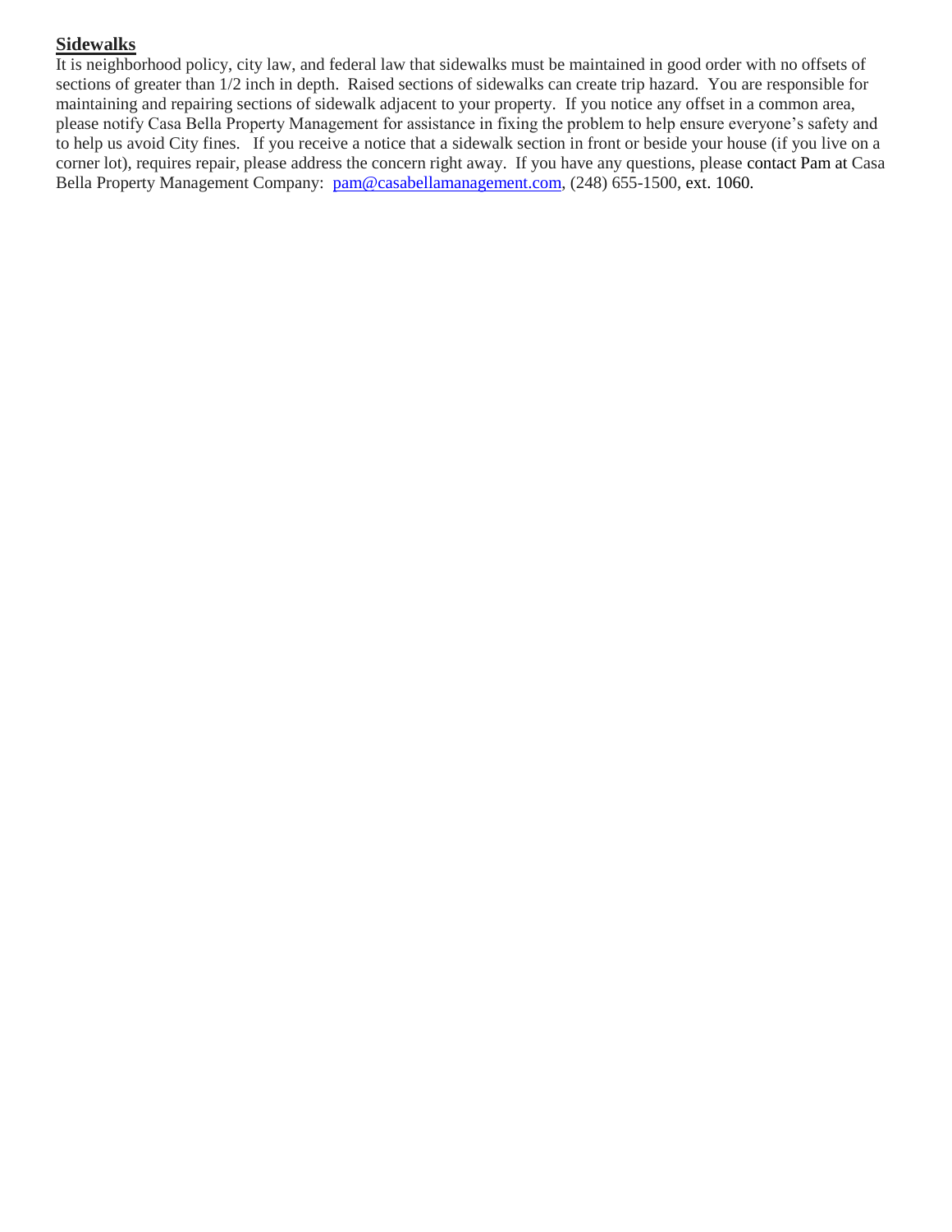**Sidewalks**

It is neighborhood policy, city law, and federal law that sidewalks must be maintained in good order with no offsets of sections of greater than 1/2 inch in depth. Raised sections of sidewalks can create trip hazard. You are responsible for maintaining and repairing sections of sidewalk adjacent to your property. If you notice any offset in a common area, please notify Casa Bella Property Management for assistance in fixing the problem to help ensure everyone's safety and to help us avoid City fines. If you receive a notice that a sidewalk section in front or beside your house (if you live on a corner lot), requires repair, please address the concern right away. If you have any questions, please contact Pam at Casa Bella Property Management Company: [pam@casabellamanagement.com](mailto:pam@casabellamanagement.com), (248) 655-1500, ext. 1060.